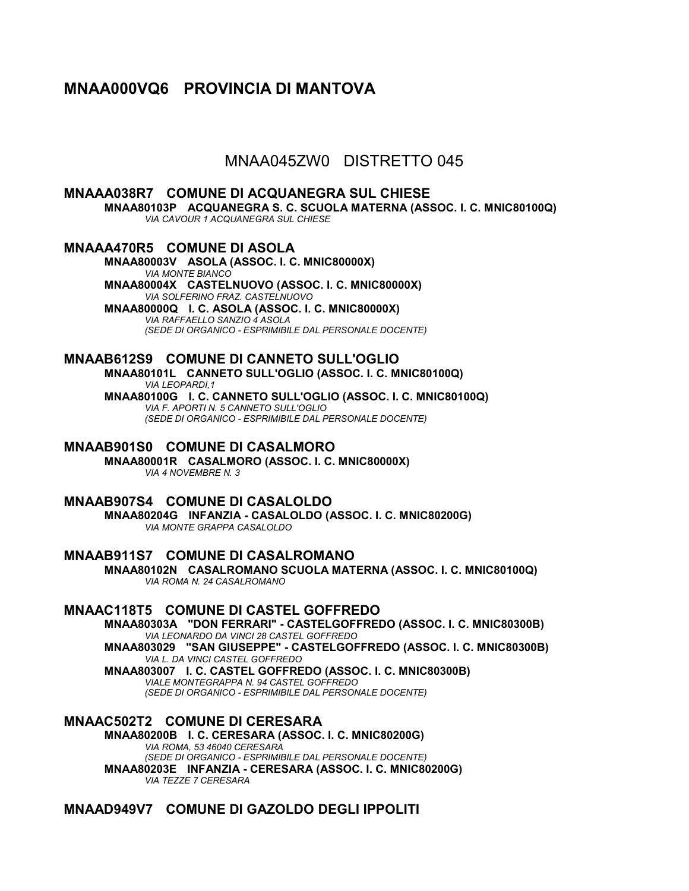# MNAA000VQ6 PROVINCIA DI MANTOVA

## MNAA045ZW0 DISTRETTO 045

### MNAAA038R7 COMUNE DI ACQUANEGRA SUL CHIESE

**MNAA80103P ACQUANEGRA S. C. SCUOLA MATERNA (ASSOC. I. C. MNIC80100Q)**
*VIA CAVOUR 1 ACQUANEGRA SUL CHIESE*

### MNAAA470R5 COMUNE DI ASOLA

**MNAA80003V ASOLA (ASSOC. I. C. MNIC80000X)**
*VIA MONTE BIANCO*

**MNAA80004X CASTELNUOVO (ASSOC. I. C. MNIC80000X)**
*VIA SOLFERINO FRAZ. CASTELNUOVO*

**MNAA80000Q I. C. ASOLA (ASSOC. I. C. MNIC80000X)**
*VIA RAFFAELLO SANZIO 4 ASOLA*
*(SEDE DI ORGANICO - ESPRIMIBILE DAL PERSONALE DOCENTE)*

### MNAAB612S9 COMUNE DI CANNETO SULL'OGLIO

**MNAA80101L CANNETO SULL'OGLIO (ASSOC. I. C. MNIC80100Q)**
*VIA LEOPARDI,1*

**MNAA80100G I. C. CANNETO SULL'OGLIO (ASSOC. I. C. MNIC80100Q)**
*VIA F. APORTI N. 5 CANNETO SULL'OGLIO*
*(SEDE DI ORGANICO - ESPRIMIBILE DAL PERSONALE DOCENTE)*

### MNAAB901S0 COMUNE DI CASALMORO

**MNAA80001R CASALMORO (ASSOC. I. C. MNIC80000X)**
*VIA 4 NOVEMBRE N. 3*

### MNAAB907S4 COMUNE DI CASALOLDO

**MNAA80204G INFANZIA - CASALOLDO (ASSOC. I. C. MNIC80200G)**
*VIA MONTE GRAPPA CASALOLDO*

### MNAAB911S7 COMUNE DI CASALROMANO

**MNAA80102N CASALROMANO SCUOLA MATERNA (ASSOC. I. C. MNIC80100Q)**
*VIA ROMA N. 24 CASALROMANO*

### MNAAC118T5 COMUNE DI CASTEL GOFFREDO

**MNAA80303A "DON FERRARI" - CASTELGOFFREDO (ASSOC. I. C. MNIC80300B)**
*VIA LEONARDO DA VINCI 28 CASTEL GOFFREDO*

**MNAA803029 "SAN GIUSEPPE" - CASTELGOFFREDO (ASSOC. I. C. MNIC80300B)**
*VIA L. DA VINCI CASTEL GOFFREDO*

**MNAA803007 I. C. CASTEL GOFFREDO (ASSOC. I. C. MNIC80300B)**
*VIALE MONTEGRAPPA N. 94 CASTEL GOFFREDO*
*(SEDE DI ORGANICO - ESPRIMIBILE DAL PERSONALE DOCENTE)*

### MNAAC502T2 COMUNE DI CERESARA

**MNAA80200B I. C. CERESARA (ASSOC. I. C. MNIC80200G)**
*VIA ROMA, 53 46040 CERESARA*
*(SEDE DI ORGANICO - ESPRIMIBILE DAL PERSONALE DOCENTE)*

**MNAA80203E INFANZIA - CERESARA (ASSOC. I. C. MNIC80200G)**
*VIA TEZZE 7 CERESARA*

### MNAAD949V7 COMUNE DI GAZOLDO DEGLI IPPOLITI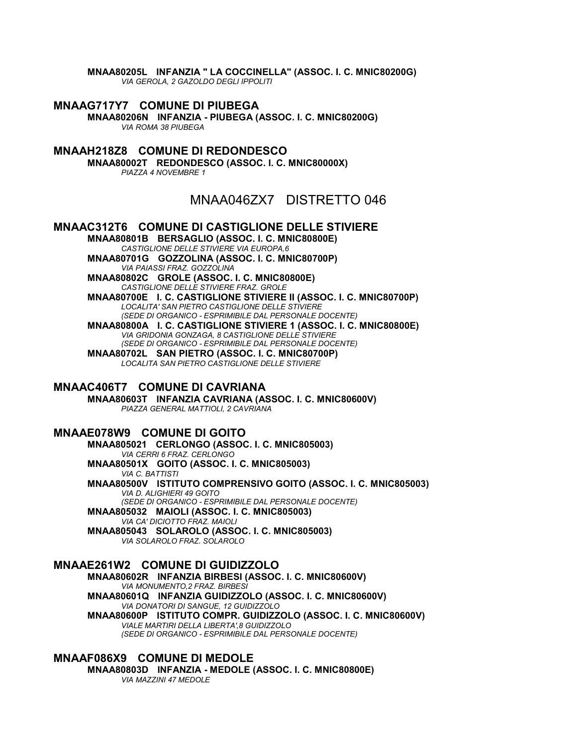**MNAA80205L INFANZIA " LA COCCINELLA" (ASSOC. I. C. MNIC80200G)**
*VIA GEROLA, 2 GAZOLDO DEGLI IPPOLITI*

### MNAAG717Y7 COMUNE DI PIUBEGA

**MNAA80206N INFANZIA - PIUBEGA (ASSOC. I. C. MNIC80200G)**
*VIA ROMA 38 PIUBEGA*

### MNAAH218Z8 COMUNE DI REDONDESCO

**MNAA80002T REDONDESCO (ASSOC. I. C. MNIC80000X)**
*PIAZZA 4 NOVEMBRE 1*

## MNAA046ZX7 DISTRETTO 046

### MNAAC312T6 COMUNE DI CASTIGLIONE DELLE STIVIERE

**MNAA80801B BERSAGLIO (ASSOC. I. C. MNIC80800E)**
*CASTIGLIONE DELLE STIVIERE VIA EUROPA,6*

**MNAA80701G GOZZOLINA (ASSOC. I. C. MNIC80700P)**
*VIA PAIASSI FRAZ. GOZZOLINA*

**MNAA80802C GROLE (ASSOC. I. C. MNIC80800E)**
*CASTIGLIONE DELLE STIVIERE FRAZ. GROLE*

**MNAA80700E I. C. CASTIGLIONE STIVIERE II (ASSOC. I. C. MNIC80700P)**
*LOCALITA' SAN PIETRO CASTIGLIONE DELLE STIVIERE*
*(SEDE DI ORGANICO - ESPRIMIBILE DAL PERSONALE DOCENTE)*

**MNAA80800A I. C. CASTIGLIONE STIVIERE 1 (ASSOC. I. C. MNIC80800E)**
*VIA GRIDONIA GONZAGA, 8 CASTIGLIONE DELLE STIVIERE*
*(SEDE DI ORGANICO - ESPRIMIBILE DAL PERSONALE DOCENTE)*

**MNAA80702L SAN PIETRO (ASSOC. I. C. MNIC80700P)**
*LOCALITA SAN PIETRO CASTIGLIONE DELLE STIVIERE*

### MNAAC406T7 COMUNE DI CAVRIANA

**MNAA80603T INFANZIA CAVRIANA (ASSOC. I. C. MNIC80600V)**
*PIAZZA GENERAL MATTIOLI, 2 CAVRIANA*

### MNAAE078W9 COMUNE DI GOITO

**MNAA805021 CERLONGO (ASSOC. I. C. MNIC805003)**
*VIA CERRI 6 FRAZ. CERLONGO*

**MNAA80501X GOITO (ASSOC. I. C. MNIC805003)**
*VIA C. BATTISTI*

**MNAA80500V ISTITUTO COMPRENSIVO GOITO (ASSOC. I. C. MNIC805003)**
*VIA D. ALIGHIERI 49 GOITO*
*(SEDE DI ORGANICO - ESPRIMIBILE DAL PERSONALE DOCENTE)*

**MNAA805032 MAIOLI (ASSOC. I. C. MNIC805003)**
*VIA CA' DICIOTTO FRAZ. MAIOLI*

**MNAA805043 SOLAROLO (ASSOC. I. C. MNIC805003)**
*VIA SOLAROLO FRAZ. SOLAROLO*

### MNAAE261W2 COMUNE DI GUIDIZZOLO

**MNAA80602R INFANZIA BIRBESI (ASSOC. I. C. MNIC80600V)**
*VIA MONUMENTO,2 FRAZ. BIRBESI*

**MNAA80601Q INFANZIA GUIDIZZOLO (ASSOC. I. C. MNIC80600V)**
*VIA DONATORI DI SANGUE, 12 GUIDIZZOLO*

**MNAA80600P ISTITUTO COMPR. GUIDIZZOLO (ASSOC. I. C. MNIC80600V)**
*VIALE MARTIRI DELLA LIBERTA',8 GUIDIZZOLO*
*(SEDE DI ORGANICO - ESPRIMIBILE DAL PERSONALE DOCENTE)*

### MNAAF086X9 COMUNE DI MEDOLE

**MNAA80803D INFANZIA - MEDOLE (ASSOC. I. C. MNIC80800E)**
*VIA MAZZINI 47 MEDOLE*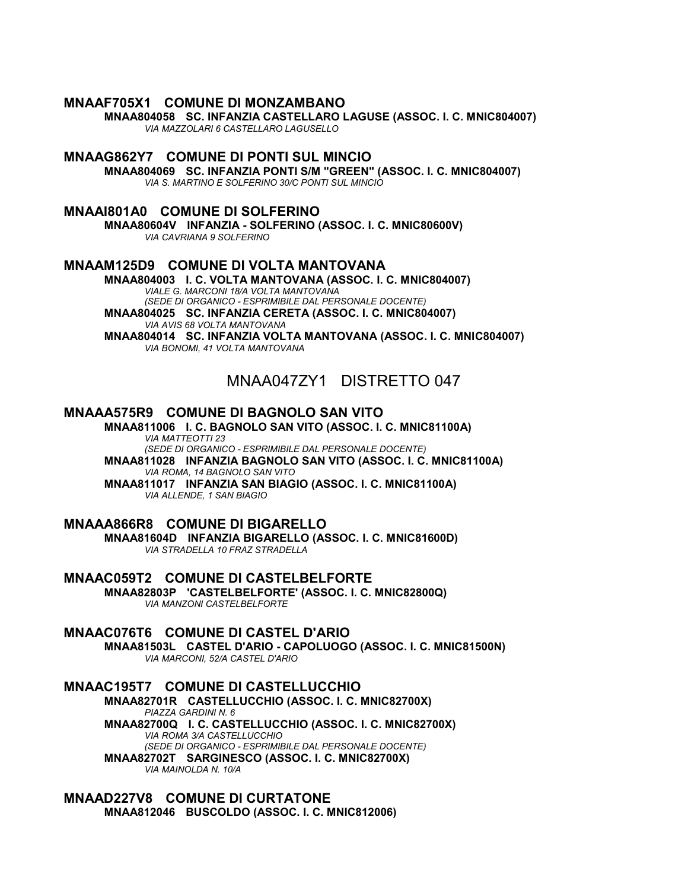**MNAAF705X1 COMUNE DI MONZAMBANO**

**MNAA804058 SC. INFANZIA CASTELLARO LAGUSE (ASSOC. I. C. MNIC804007)**
*VIA MAZZOLARI 6 CASTELLARO LAGUSELLO*

**MNAAG862Y7 COMUNE DI PONTI SUL MINCIO**

**MNAA804069 SC. INFANZIA PONTI S/M "GREEN" (ASSOC. I. C. MNIC804007)**
*VIA S. MARTINO E SOLFERINO 30/C PONTI SUL MINCIO*

**MNAAI801A0 COMUNE DI SOLFERINO**

**MNAA80604V INFANZIA - SOLFERINO (ASSOC. I. C. MNIC80600V)**
*VIA CAVRIANA 9 SOLFERINO*

**MNAAM125D9 COMUNE DI VOLTA MANTOVANA**

**MNAA804003 I. C. VOLTA MANTOVANA (ASSOC. I. C. MNIC804007)**
*VIALE G. MARCONI 18/A VOLTA MANTOVANA*
*(SEDE DI ORGANICO - ESPRIMIBILE DAL PERSONALE DOCENTE)*

**MNAA804025 SC. INFANZIA CERETA (ASSOC. I. C. MNIC804007)**
*VIA AVIS 68 VOLTA MANTOVANA*

**MNAA804014 SC. INFANZIA VOLTA MANTOVANA (ASSOC. I. C. MNIC804007)**
*VIA BONOMI, 41 VOLTA MANTOVANA*

## MNAA047ZY1 DISTRETTO 047

**MNAAA575R9 COMUNE DI BAGNOLO SAN VITO**

**MNAA811006 I. C. BAGNOLO SAN VITO (ASSOC. I. C. MNIC81100A)**
*VIA MATTEOTTI 23*
*(SEDE DI ORGANICO - ESPRIMIBILE DAL PERSONALE DOCENTE)*

**MNAA811028 INFANZIA BAGNOLO SAN VITO (ASSOC. I. C. MNIC81100A)**
*VIA ROMA, 14 BAGNOLO SAN VITO*

**MNAA811017 INFANZIA SAN BIAGIO (ASSOC. I. C. MNIC81100A)**
*VIA ALLENDE, 1 SAN BIAGIO*

**MNAAA866R8 COMUNE DI BIGARELLO**

**MNAA81604D INFANZIA BIGARELLO (ASSOC. I. C. MNIC81600D)**
*VIA STRADELLA 10 FRAZ STRADELLA*

**MNAAC059T2 COMUNE DI CASTELBELFORTE**

**MNAA82803P 'CASTELBELFORTE' (ASSOC. I. C. MNIC82800Q)**
*VIA MANZONI CASTELBELFORTE*

**MNAAC076T6 COMUNE DI CASTEL D'ARIO**

**MNAA81503L CASTEL D'ARIO - CAPOLUOGO (ASSOC. I. C. MNIC81500N)**
*VIA MARCONI, 52/A CASTEL D'ARIO*

**MNAAC195T7 COMUNE DI CASTELLUCCHIO**

**MNAA82701R CASTELLUCCHIO (ASSOC. I. C. MNIC82700X)**
*PIAZZA GARDINI N. 6*

**MNAA82700Q I. C. CASTELLUCCHIO (ASSOC. I. C. MNIC82700X)**
*VIA ROMA 3/A CASTELLUCCHIO*
*(SEDE DI ORGANICO - ESPRIMIBILE DAL PERSONALE DOCENTE)*

**MNAA82702T SARGINESCO (ASSOC. I. C. MNIC82700X)**
*VIA MAINOLDA N. 10/A*

**MNAAD227V8 COMUNE DI CURTATONE**

**MNAA812046 BUSCOLDO (ASSOC. I. C. MNIC812006)**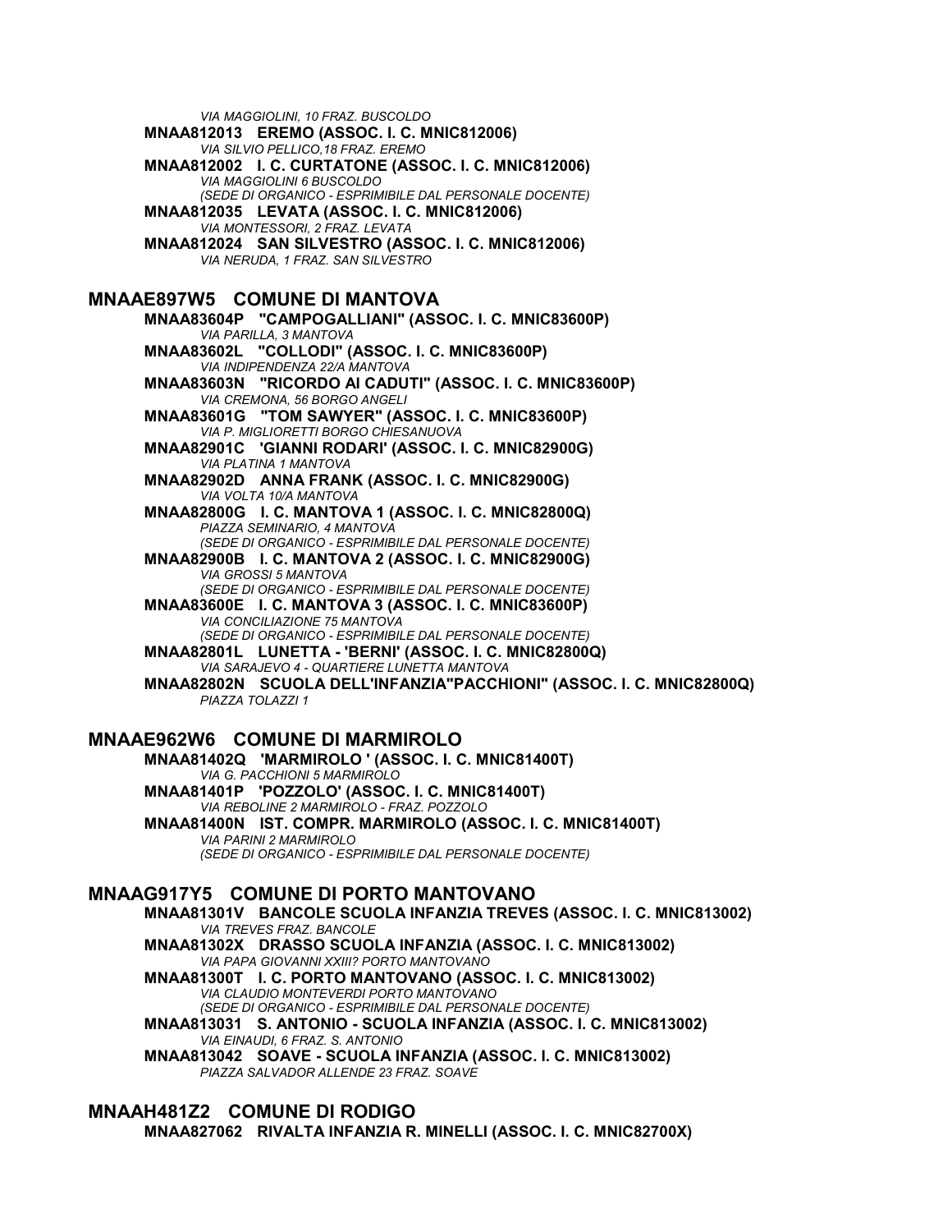*VIA MAGGIOLINI, 10 FRAZ. BUSCOLDO*

**MNAA812013 EREMO (ASSOC. I. C. MNIC812006)**
*VIA SILVIO PELLICO,18 FRAZ. EREMO*

**MNAA812002 I. C. CURTATONE (ASSOC. I. C. MNIC812006)**
*VIA MAGGIOLINI 6 BUSCOLDO*
*(SEDE DI ORGANICO - ESPRIMIBILE DAL PERSONALE DOCENTE)*

**MNAA812035 LEVATA (ASSOC. I. C. MNIC812006)**
*VIA MONTESSORI, 2 FRAZ. LEVATA*

**MNAA812024 SAN SILVESTRO (ASSOC. I. C. MNIC812006)**
*VIA NERUDA, 1 FRAZ. SAN SILVESTRO*

## MNAAE897W5 COMUNE DI MANTOVA

**MNAA83604P "CAMPOGALLIANI" (ASSOC. I. C. MNIC83600P)**
*VIA PARILLA, 3 MANTOVA*

**MNAA83602L "COLLODI" (ASSOC. I. C. MNIC83600P)**
*VIA INDIPENDENZA 22/A MANTOVA*

**MNAA83603N "RICORDO AI CADUTI" (ASSOC. I. C. MNIC83600P)**
*VIA CREMONA, 56 BORGO ANGELI*

**MNAA83601G "TOM SAWYER" (ASSOC. I. C. MNIC83600P)**
*VIA P. MIGLIORETTI BORGO CHIESANUOVA*

**MNAA82901C 'GIANNI RODARI' (ASSOC. I. C. MNIC82900G)**
*VIA PLATINA 1 MANTOVA*

**MNAA82902D ANNA FRANK (ASSOC. I. C. MNIC82900G)**
*VIA VOLTA 10/A MANTOVA*

**MNAA82800G I. C. MANTOVA 1 (ASSOC. I. C. MNIC82800Q)**
*PIAZZA SEMINARIO, 4 MANTOVA*
*(SEDE DI ORGANICO - ESPRIMIBILE DAL PERSONALE DOCENTE)*

**MNAA82900B I. C. MANTOVA 2 (ASSOC. I. C. MNIC82900G)**
*VIA GROSSI 5 MANTOVA*
*(SEDE DI ORGANICO - ESPRIMIBILE DAL PERSONALE DOCENTE)*

**MNAA83600E I. C. MANTOVA 3 (ASSOC. I. C. MNIC83600P)**
*VIA CONCILIAZIONE 75 MANTOVA*
*(SEDE DI ORGANICO - ESPRIMIBILE DAL PERSONALE DOCENTE)*

**MNAA82801L LUNETTA - 'BERNI' (ASSOC. I. C. MNIC82800Q)**
*VIA SARAJEVO 4 - QUARTIERE LUNETTA MANTOVA*

**MNAA82802N SCUOLA DELL'INFANZIA"PACCHIONI" (ASSOC. I. C. MNIC82800Q)**
*PIAZZA TOLAZZI 1*

## MNAAE962W6 COMUNE DI MARMIROLO

**MNAA81402Q 'MARMIROLO ' (ASSOC. I. C. MNIC81400T)**
*VIA G. PACCHIONI 5 MARMIROLO*

**MNAA81401P 'POZZOLO' (ASSOC. I. C. MNIC81400T)**
*VIA REBOLINE 2 MARMIROLO - FRAZ. POZZOLO*

**MNAA81400N IST. COMPR. MARMIROLO (ASSOC. I. C. MNIC81400T)**
*VIA PARINI 2 MARMIROLO*
*(SEDE DI ORGANICO - ESPRIMIBILE DAL PERSONALE DOCENTE)*

## MNAAG917Y5 COMUNE DI PORTO MANTOVANO

**MNAA81301V BANCOLE SCUOLA INFANZIA TREVES (ASSOC. I. C. MNIC813002)**
*VIA TREVES FRAZ. BANCOLE*

**MNAA81302X DRASSO SCUOLA INFANZIA (ASSOC. I. C. MNIC813002)**
*VIA PAPA GIOVANNI XXIII? PORTO MANTOVANO*

**MNAA81300T I. C. PORTO MANTOVANO (ASSOC. I. C. MNIC813002)**
*VIA CLAUDIO MONTEVERDI PORTO MANTOVANO*
*(SEDE DI ORGANICO - ESPRIMIBILE DAL PERSONALE DOCENTE)*

**MNAA813031 S. ANTONIO - SCUOLA INFANZIA (ASSOC. I. C. MNIC813002)**
*VIA EINAUDI, 6 FRAZ. S. ANTONIO*

**MNAA813042 SOAVE - SCUOLA INFANZIA (ASSOC. I. C. MNIC813002)**
*PIAZZA SALVADOR ALLENDE 23 FRAZ. SOAVE*

## MNAAH481Z2 COMUNE DI RODIGO

**MNAA827062 RIVALTA INFANZIA R. MINELLI (ASSOC. I. C. MNIC82700X)**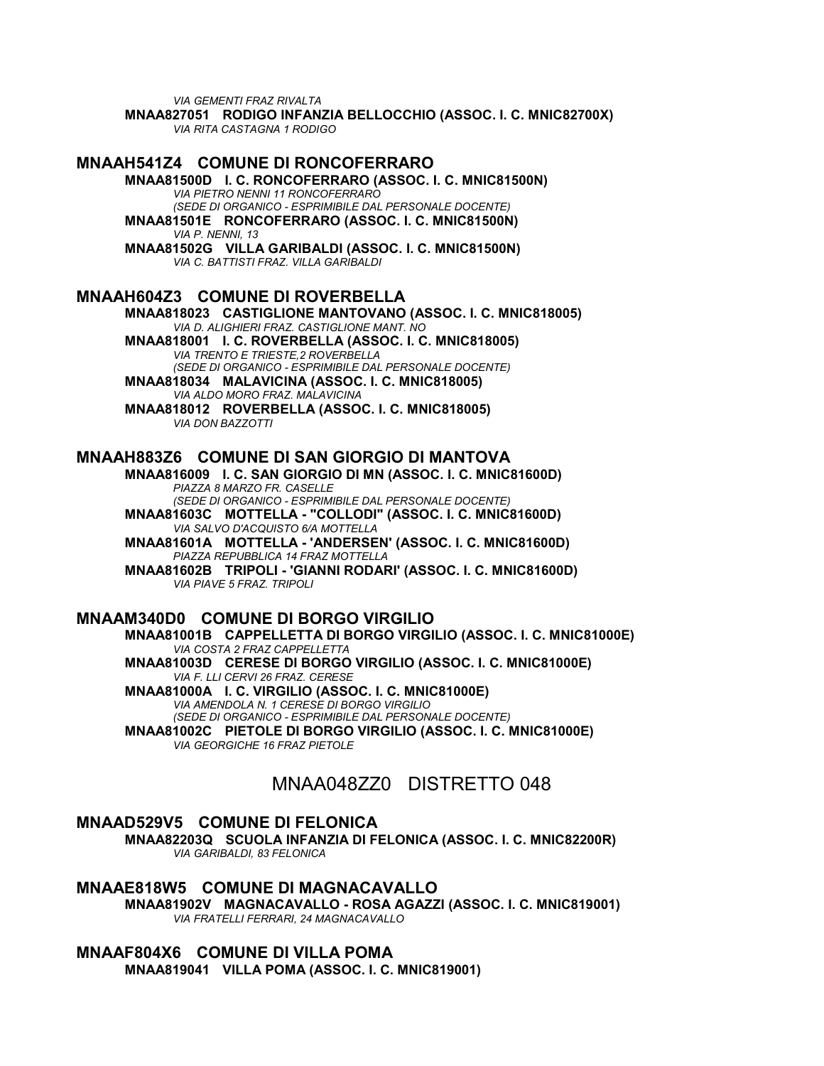*VIA GEMENTI FRAZ RIVALTA*

**MNAA827051 RODIGO INFANZIA BELLOCCHIO (ASSOC. I. C. MNIC82700X)**
*VIA RITA CASTAGNA 1 RODIGO*

## MNAAH541Z4 COMUNE DI RONCOFERRARO

**MNAA81500D I. C. RONCOFERRARO (ASSOC. I. C. MNIC81500N)**
*VIA PIETRO NENNI 11 RONCOFERRARO*
*(SEDE DI ORGANICO - ESPRIMIBILE DAL PERSONALE DOCENTE)*

**MNAA81501E RONCOFERRARO (ASSOC. I. C. MNIC81500N)**
*VIA P. NENNI, 13*

**MNAA81502G VILLA GARIBALDI (ASSOC. I. C. MNIC81500N)**
*VIA C. BATTISTI FRAZ. VILLA GARIBALDI*

## MNAAH604Z3 COMUNE DI ROVERBELLA

**MNAA818023 CASTIGLIONE MANTOVANO (ASSOC. I. C. MNIC818005)**
*VIA D. ALIGHIERI FRAZ. CASTIGLIONE MANT. NO*

**MNAA818001 I. C. ROVERBELLA (ASSOC. I. C. MNIC818005)**
*VIA TRENTO E TRIESTE,2 ROVERBELLA*
*(SEDE DI ORGANICO - ESPRIMIBILE DAL PERSONALE DOCENTE)*

**MNAA818034 MALAVICINA (ASSOC. I. C. MNIC818005)**
*VIA ALDO MORO FRAZ. MALAVICINA*

**MNAA818012 ROVERBELLA (ASSOC. I. C. MNIC818005)**
*VIA DON BAZZOTTI*

## MNAAH883Z6 COMUNE DI SAN GIORGIO DI MANTOVA

**MNAA816009 I. C. SAN GIORGIO DI MN (ASSOC. I. C. MNIC81600D)**
*PIAZZA 8 MARZO FR. CASELLE*
*(SEDE DI ORGANICO - ESPRIMIBILE DAL PERSONALE DOCENTE)*

**MNAA81603C MOTTELLA - "COLLODI" (ASSOC. I. C. MNIC81600D)**
*VIA SALVO D'ACQUISTO 6/A MOTTELLA*

**MNAA81601A MOTTELLA - 'ANDERSEN' (ASSOC. I. C. MNIC81600D)**
*PIAZZA REPUBBLICA 14 FRAZ MOTTELLA*

**MNAA81602B TRIPOLI - 'GIANNI RODARI' (ASSOC. I. C. MNIC81600D)**
*VIA PIAVE 5 FRAZ. TRIPOLI*

## MNAAM340D0 COMUNE DI BORGO VIRGILIO

**MNAA81001B CAPPELLETTA DI BORGO VIRGILIO (ASSOC. I. C. MNIC81000E)**
*VIA COSTA 2 FRAZ CAPPELLETTA*

**MNAA81003D CERESE DI BORGO VIRGILIO (ASSOC. I. C. MNIC81000E)**
*VIA F. LLI CERVI 26 FRAZ. CERESE*

**MNAA81000A I. C. VIRGILIO (ASSOC. I. C. MNIC81000E)**
*VIA AMENDOLA N. 1 CERESE DI BORGO VIRGILIO*
*(SEDE DI ORGANICO - ESPRIMIBILE DAL PERSONALE DOCENTE)*

**MNAA81002C PIETOLE DI BORGO VIRGILIO (ASSOC. I. C. MNIC81000E)**
*VIA GEORGICHE 16 FRAZ PIETOLE*

# MNAA048ZZ0 DISTRETTO 048

## MNAAD529V5 COMUNE DI FELONICA

**MNAA82203Q SCUOLA INFANZIA DI FELONICA (ASSOC. I. C. MNIC82200R)**
*VIA GARIBALDI, 83 FELONICA*

## MNAAE818W5 COMUNE DI MAGNACAVALLO

**MNAA81902V MAGNACAVALLO - ROSA AGAZZI (ASSOC. I. C. MNIC819001)**
*VIA FRATELLI FERRARI, 24 MAGNACAVALLO*

## MNAAF804X6 COMUNE DI VILLA POMA

**MNAA819041 VILLA POMA (ASSOC. I. C. MNIC819001)**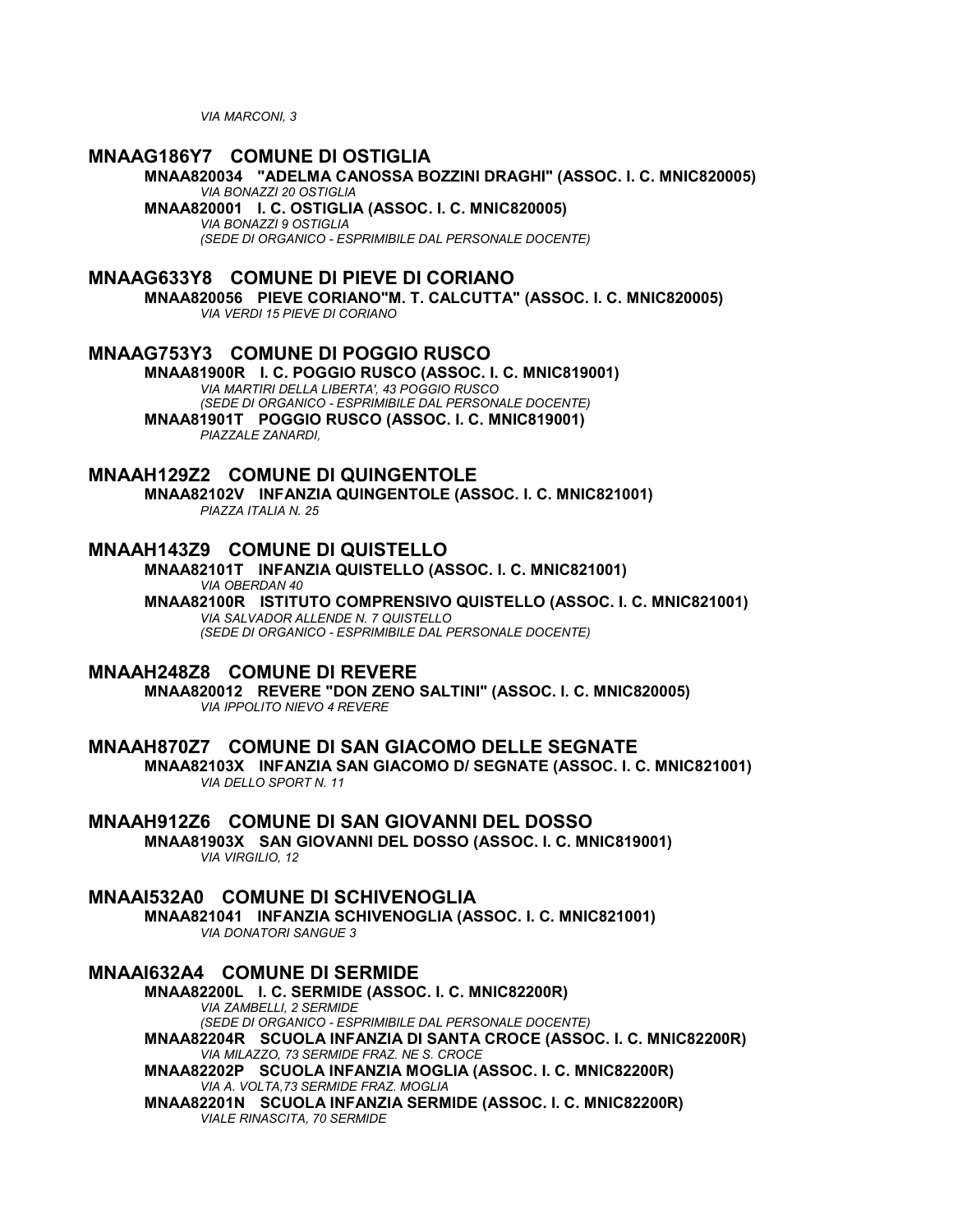*VIA MARCONI, 3*

## MNAAG186Y7 COMUNE DI OSTIGLIA

**MNAA820034 "ADELMA CANOSSA BOZZINI DRAGHI" (ASSOC. I. C. MNIC820005)**
*VIA BONAZZI 20 OSTIGLIA*

**MNAA820001 I. C. OSTIGLIA (ASSOC. I. C. MNIC820005)**
*VIA BONAZZI 9 OSTIGLIA*
*(SEDE DI ORGANICO - ESPRIMIBILE DAL PERSONALE DOCENTE)*

## MNAAG633Y8 COMUNE DI PIEVE DI CORIANO

**MNAA820056 PIEVE CORIANO"M. T. CALCUTTA" (ASSOC. I. C. MNIC820005)**
*VIA VERDI 15 PIEVE DI CORIANO*

## MNAAG753Y3 COMUNE DI POGGIO RUSCO

**MNAA81900R I. C. POGGIO RUSCO (ASSOC. I. C. MNIC819001)**
*VIA MARTIRI DELLA LIBERTA', 43 POGGIO RUSCO*
*(SEDE DI ORGANICO - ESPRIMIBILE DAL PERSONALE DOCENTE)*

**MNAA81901T POGGIO RUSCO (ASSOC. I. C. MNIC819001)**
*PIAZZALE ZANARDI,*

## MNAAH129Z2 COMUNE DI QUINGENTOLE

**MNAA82102V INFANZIA QUINGENTOLE (ASSOC. I. C. MNIC821001)**
*PIAZZA ITALIA N. 25*

## MNAAH143Z9 COMUNE DI QUISTELLO

**MNAA82101T INFANZIA QUISTELLO (ASSOC. I. C. MNIC821001)**
*VIA OBERDAN 40*

**MNAA82100R ISTITUTO COMPRENSIVO QUISTELLO (ASSOC. I. C. MNIC821001)**
*VIA SALVADOR ALLENDE N. 7 QUISTELLO*
*(SEDE DI ORGANICO - ESPRIMIBILE DAL PERSONALE DOCENTE)*

## MNAAH248Z8 COMUNE DI REVERE

**MNAA820012 REVERE "DON ZENO SALTINI" (ASSOC. I. C. MNIC820005)**
*VIA IPPOLITO NIEVO 4 REVERE*

## MNAAH870Z7 COMUNE DI SAN GIACOMO DELLE SEGNATE

**MNAA82103X INFANZIA SAN GIACOMO D/ SEGNATE (ASSOC. I. C. MNIC821001)**
*VIA DELLO SPORT N. 11*

## MNAAH912Z6 COMUNE DI SAN GIOVANNI DEL DOSSO

**MNAA81903X SAN GIOVANNI DEL DOSSO (ASSOC. I. C. MNIC819001)**
*VIA VIRGILIO, 12*

## MNAAI532A0 COMUNE DI SCHIVENOGLIA

**MNAA821041 INFANZIA SCHIVENOGLIA (ASSOC. I. C. MNIC821001)**
*VIA DONATORI SANGUE 3*

## MNAAI632A4 COMUNE DI SERMIDE

**MNAA82200L I. C. SERMIDE (ASSOC. I. C. MNIC82200R)**
*VIA ZAMBELLI, 2 SERMIDE*
*(SEDE DI ORGANICO - ESPRIMIBILE DAL PERSONALE DOCENTE)*

**MNAA82204R SCUOLA INFANZIA DI SANTA CROCE (ASSOC. I. C. MNIC82200R)**
*VIA MILAZZO, 73 SERMIDE FRAZ. NE S. CROCE*

**MNAA82202P SCUOLA INFANZIA MOGLIA (ASSOC. I. C. MNIC82200R)**
*VIA A. VOLTA,73 SERMIDE FRAZ. MOGLIA*

**MNAA82201N SCUOLA INFANZIA SERMIDE (ASSOC. I. C. MNIC82200R)**
*VIALE RINASCITA, 70 SERMIDE*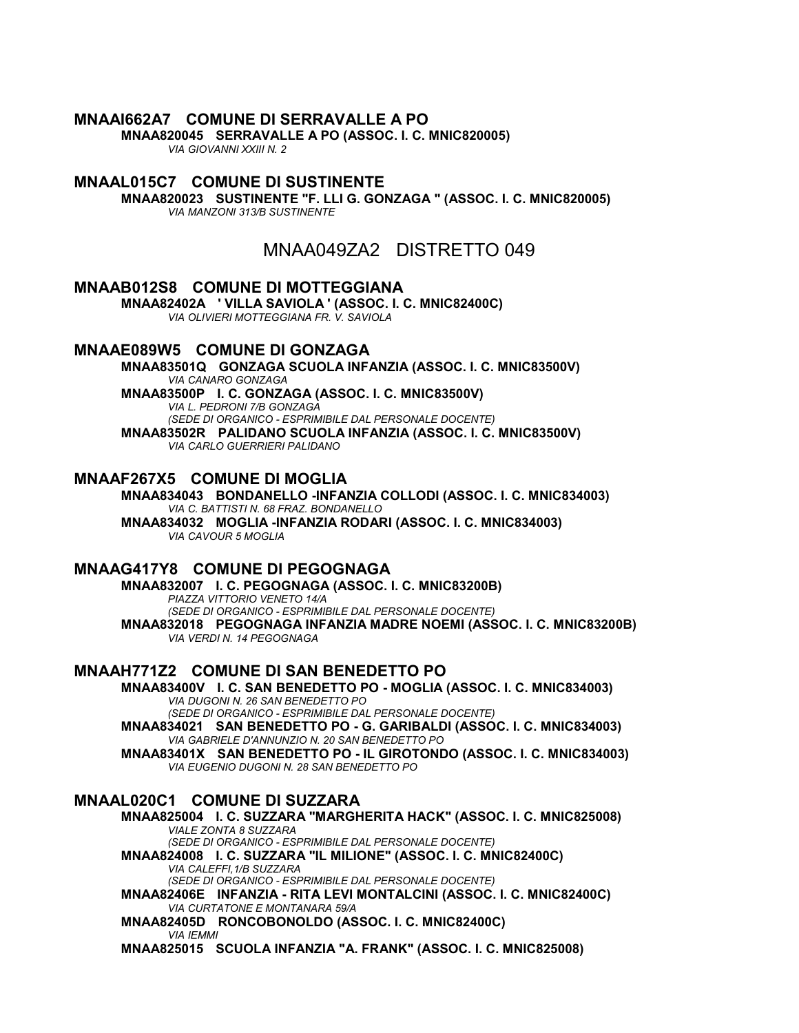### MNAAI662A7 COMUNE DI SERRAVALLE A PO

**MNAA820045 SERRAVALLE A PO (ASSOC. I. C. MNIC820005)**
*VIA GIOVANNI XXIII N. 2*

### MNAAL015C7 COMUNE DI SUSTINENTE

**MNAA820023 SUSTINENTE "F. LLI G. GONZAGA " (ASSOC. I. C. MNIC820005)**
*VIA MANZONI 313/B SUSTINENTE*

## MNAA049ZA2 DISTRETTO 049

### MNAAB012S8 COMUNE DI MOTTEGGIANA

**MNAA82402A ' VILLA SAVIOLA ' (ASSOC. I. C. MNIC82400C)**
*VIA OLIVIERI MOTTEGGIANA FR. V. SAVIOLA*

### MNAAE089W5 COMUNE DI GONZAGA

**MNAA83501Q GONZAGA SCUOLA INFANZIA (ASSOC. I. C. MNIC83500V)**
*VIA CANARO GONZAGA*

**MNAA83500P I. C. GONZAGA (ASSOC. I. C. MNIC83500V)**
*VIA L. PEDRONI 7/B GONZAGA*
*(SEDE DI ORGANICO - ESPRIMIBILE DAL PERSONALE DOCENTE)*

**MNAA83502R PALIDANO SCUOLA INFANZIA (ASSOC. I. C. MNIC83500V)**
*VIA CARLO GUERRIERI PALIDANO*

### MNAAF267X5 COMUNE DI MOGLIA

**MNAA834043 BONDANELLO -INFANZIA COLLODI (ASSOC. I. C. MNIC834003)**
*VIA C. BATTISTI N. 68 FRAZ. BONDANELLO*

**MNAA834032 MOGLIA -INFANZIA RODARI (ASSOC. I. C. MNIC834003)**
*VIA CAVOUR 5 MOGLIA*

### MNAAG417Y8 COMUNE DI PEGOGNAGA

**MNAA832007 I. C. PEGOGNAGA (ASSOC. I. C. MNIC83200B)**
*PIAZZA VITTORIO VENETO 14/A*
*(SEDE DI ORGANICO - ESPRIMIBILE DAL PERSONALE DOCENTE)*

**MNAA832018 PEGOGNAGA INFANZIA MADRE NOEMI (ASSOC. I. C. MNIC83200B)**
*VIA VERDI N. 14 PEGOGNAGA*

### MNAAH771Z2 COMUNE DI SAN BENEDETTO PO

**MNAA83400V I. C. SAN BENEDETTO PO - MOGLIA (ASSOC. I. C. MNIC834003)**
*VIA DUGONI N. 26 SAN BENEDETTO PO*
*(SEDE DI ORGANICO - ESPRIMIBILE DAL PERSONALE DOCENTE)*

**MNAA834021 SAN BENEDETTO PO - G. GARIBALDI (ASSOC. I. C. MNIC834003)**
*VIA GABRIELE D'ANNUNZIO N. 20 SAN BENEDETTO PO*

**MNAA83401X SAN BENEDETTO PO - IL GIROTONDO (ASSOC. I. C. MNIC834003)**
*VIA EUGENIO DUGONI N. 28 SAN BENEDETTO PO*

### MNAAL020C1 COMUNE DI SUZZARA

**MNAA825004 I. C. SUZZARA "MARGHERITA HACK" (ASSOC. I. C. MNIC825008)**
*VIALE ZONTA 8 SUZZARA*
*(SEDE DI ORGANICO - ESPRIMIBILE DAL PERSONALE DOCENTE)*

**MNAA824008 I. C. SUZZARA "IL MILIONE" (ASSOC. I. C. MNIC82400C)**
*VIA CALEFFI,1/B SUZZARA*
*(SEDE DI ORGANICO - ESPRIMIBILE DAL PERSONALE DOCENTE)*

**MNAA82406E INFANZIA - RITA LEVI MONTALCINI (ASSOC. I. C. MNIC82400C)**
*VIA CURTATONE E MONTANARA 59/A*

**MNAA82405D RONCOBONOLDO (ASSOC. I. C. MNIC82400C)**
*VIA IEMMI*

**MNAA825015 SCUOLA INFANZIA "A. FRANK" (ASSOC. I. C. MNIC825008)**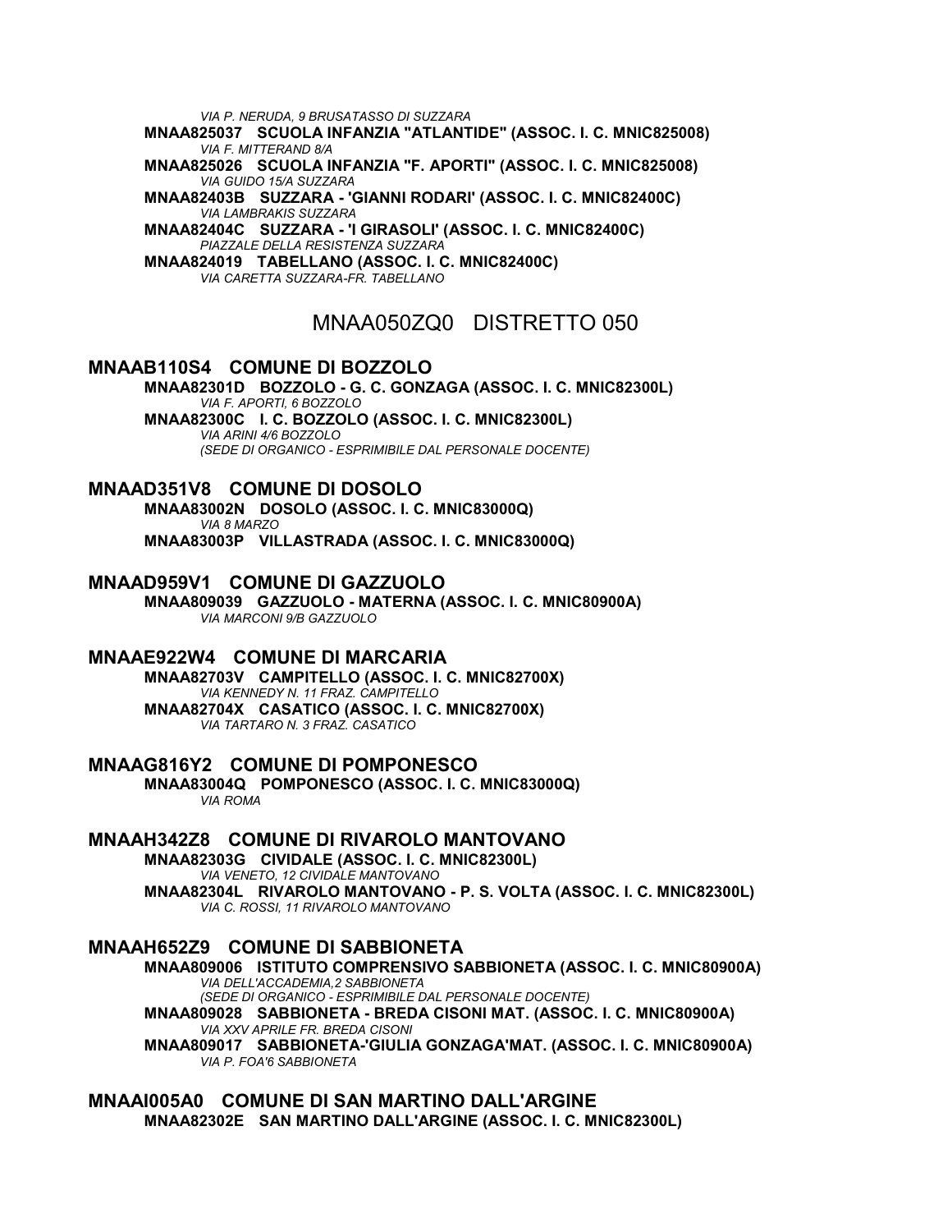*VIA P. NERUDA, 9 BRUSATASSO DI SUZZARA*

**MNAA825037 SCUOLA INFANZIA "ATLANTIDE" (ASSOC. I. C. MNIC825008)**
*VIA F. MITTERAND 8/A*

**MNAA825026 SCUOLA INFANZIA "F. APORTI" (ASSOC. I. C. MNIC825008)**
*VIA GUIDO 15/A SUZZARA*

**MNAA82403B SUZZARA - 'GIANNI RODARI' (ASSOC. I. C. MNIC82400C)**
*VIA LAMBRAKIS SUZZARA*

**MNAA82404C SUZZARA - 'I GIRASOLI' (ASSOC. I. C. MNIC82400C)**
*PIAZZALE DELLA RESISTENZA SUZZARA*

**MNAA824019 TABELLANO (ASSOC. I. C. MNIC82400C)**
*VIA CARETTA SUZZARA-FR. TABELLANO*

## MNAA050ZQ0 DISTRETTO 050

### MNAAB110S4 COMUNE DI BOZZOLO

**MNAA82301D BOZZOLO - G. C. GONZAGA (ASSOC. I. C. MNIC82300L)**
*VIA F. APORTI, 6 BOZZOLO*

**MNAA82300C I. C. BOZZOLO (ASSOC. I. C. MNIC82300L)**
*VIA ARINI 4/6 BOZZOLO*
*(SEDE DI ORGANICO - ESPRIMIBILE DAL PERSONALE DOCENTE)*

### MNAAD351V8 COMUNE DI DOSOLO

**MNAA83002N DOSOLO (ASSOC. I. C. MNIC83000Q)**
*VIA 8 MARZO*

**MNAA83003P VILLASTRADA (ASSOC. I. C. MNIC83000Q)**

### MNAAD959V1 COMUNE DI GAZZUOLO

**MNAA809039 GAZZUOLO - MATERNA (ASSOC. I. C. MNIC80900A)**
*VIA MARCONI 9/B GAZZUOLO*

### MNAAE922W4 COMUNE DI MARCARIA

**MNAA82703V CAMPITELLO (ASSOC. I. C. MNIC82700X)**
*VIA KENNEDY N. 11 FRAZ. CAMPITELLO*

**MNAA82704X CASATICO (ASSOC. I. C. MNIC82700X)**
*VIA TARTARO N. 3 FRAZ. CASATICO*

### MNAAG816Y2 COMUNE DI POMPONESCO

**MNAA83004Q POMPONESCO (ASSOC. I. C. MNIC83000Q)**
*VIA ROMA*

### MNAAH342Z8 COMUNE DI RIVAROLO MANTOVANO

**MNAA82303G CIVIDALE (ASSOC. I. C. MNIC82300L)**
*VIA VENETO, 12 CIVIDALE MANTOVANO*

**MNAA82304L RIVAROLO MANTOVANO - P. S. VOLTA (ASSOC. I. C. MNIC82300L)**
*VIA C. ROSSI, 11 RIVAROLO MANTOVANO*

### MNAAH652Z9 COMUNE DI SABBIONETA

**MNAA809006 ISTITUTO COMPRENSIVO SABBIONETA (ASSOC. I. C. MNIC80900A)**
*VIA DELL'ACCADEMIA,2 SABBIONETA*
*(SEDE DI ORGANICO - ESPRIMIBILE DAL PERSONALE DOCENTE)*

**MNAA809028 SABBIONETA - BREDA CISONI MAT. (ASSOC. I. C. MNIC80900A)**
*VIA XXV APRILE FR. BREDA CISONI*

**MNAA809017 SABBIONETA-'GIULIA GONZAGA'MAT. (ASSOC. I. C. MNIC80900A)**
*VIA P. FOA'6 SABBIONETA*

### MNAAI005A0 COMUNE DI SAN MARTINO DALL'ARGINE

**MNAA82302E SAN MARTINO DALL'ARGINE (ASSOC. I. C. MNIC82300L)**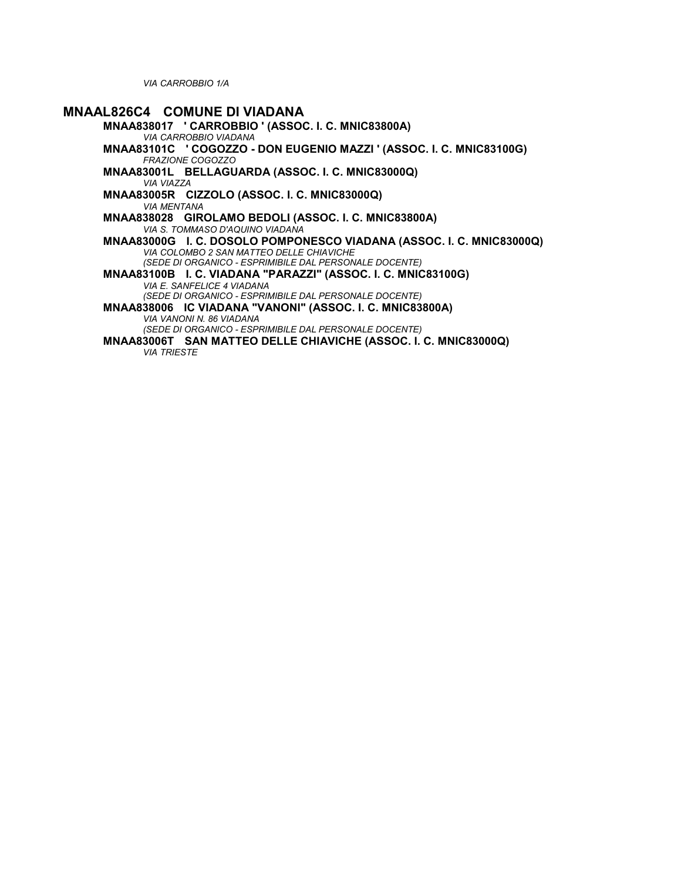*VIA CARROBBIO 1/A*

## MNAAL826C4 COMUNE DI VIADANA

**MNAA838017 ' CARROBBIO ' (ASSOC. I. C. MNIC83800A)**
*VIA CARROBBIO VIADANA*

**MNAA83101C ' COGOZZO - DON EUGENIO MAZZI ' (ASSOC. I. C. MNIC83100G)**
*FRAZIONE COGOZZO*

**MNAA83001L BELLAGUARDA (ASSOC. I. C. MNIC83000Q)**
*VIA VIAZZA*

**MNAA83005R CIZZOLO (ASSOC. I. C. MNIC83000Q)**
*VIA MENTANA*

**MNAA838028 GIROLAMO BEDOLI (ASSOC. I. C. MNIC83800A)**
*VIA S. TOMMASO D'AQUINO VIADANA*

**MNAA83000G I. C. DOSOLO POMPONESCO VIADANA (ASSOC. I. C. MNIC83000Q)**
*VIA COLOMBO 2 SAN MATTEO DELLE CHIAVICHE*
*(SEDE DI ORGANICO - ESPRIMIBILE DAL PERSONALE DOCENTE)*

**MNAA83100B I. C. VIADANA "PARAZZI" (ASSOC. I. C. MNIC83100G)**
*VIA E. SANFELICE 4 VIADANA*
*(SEDE DI ORGANICO - ESPRIMIBILE DAL PERSONALE DOCENTE)*

**MNAA838006 IC VIADANA "VANONI" (ASSOC. I. C. MNIC83800A)**
*VIA VANONI N. 86 VIADANA*
*(SEDE DI ORGANICO - ESPRIMIBILE DAL PERSONALE DOCENTE)*

**MNAA83006T SAN MATTEO DELLE CHIAVICHE (ASSOC. I. C. MNIC83000Q)**
*VIA TRIESTE*